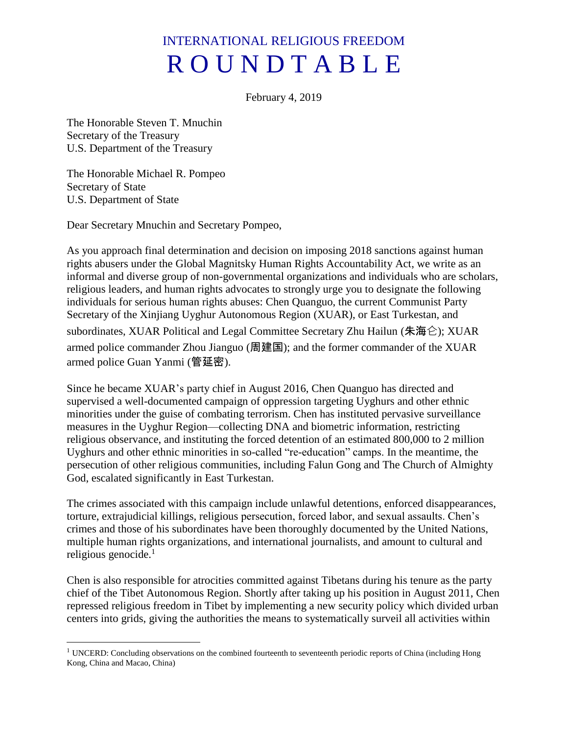# INTERNATIONAL RELIGIOUS FREEDOM
# R O U N D T A B L E

February 4, 2019

The Honorable Steven T. Mnuchin
Secretary of the Treasury
U.S. Department of the Treasury

The Honorable Michael R. Pompeo
Secretary of State
U.S. Department of State

Dear Secretary Mnuchin and Secretary Pompeo,

As you approach final determination and decision on imposing 2018 sanctions against human rights abusers under the Global Magnitsky Human Rights Accountability Act, we write as an informal and diverse group of non-governmental organizations and individuals who are scholars, religious leaders, and human rights advocates to strongly urge you to designate the following individuals for serious human rights abuses: Chen Quanguo, the current Communist Party Secretary of the Xinjiang Uyghur Autonomous Region (XUAR), or East Turkestan, and subordinates, XUAR Political and Legal Committee Secretary Zhu Hailun (朱海仑); XUAR armed police commander Zhou Jianguo (周建国); and the former commander of the XUAR armed police Guan Yanmi (管延密).

Since he became XUAR's party chief in August 2016, Chen Quanguo has directed and supervised a well-documented campaign of oppression targeting Uyghurs and other ethnic minorities under the guise of combating terrorism. Chen has instituted pervasive surveillance measures in the Uyghur Region—collecting DNA and biometric information, restricting religious observance, and instituting the forced detention of an estimated 800,000 to 2 million Uyghurs and other ethnic minorities in so-called "re-education" camps. In the meantime, the persecution of other religious communities, including Falun Gong and The Church of Almighty God, escalated significantly in East Turkestan.

The crimes associated with this campaign include unlawful detentions, enforced disappearances, torture, extrajudicial killings, religious persecution, forced labor, and sexual assaults. Chen's crimes and those of his subordinates have been thoroughly documented by the United Nations, multiple human rights organizations, and international journalists, and amount to cultural and religious genocide.[1]

Chen is also responsible for atrocities committed against Tibetans during his tenure as the party chief of the Tibet Autonomous Region. Shortly after taking up his position in August 2011, Chen repressed religious freedom in Tibet by implementing a new security policy which divided urban centers into grids, giving the authorities the means to systematically surveil all activities within

---

[1] UNCERD: Concluding observations on the combined fourteenth to seventeenth periodic reports of China (including Hong Kong, China and Macao, China)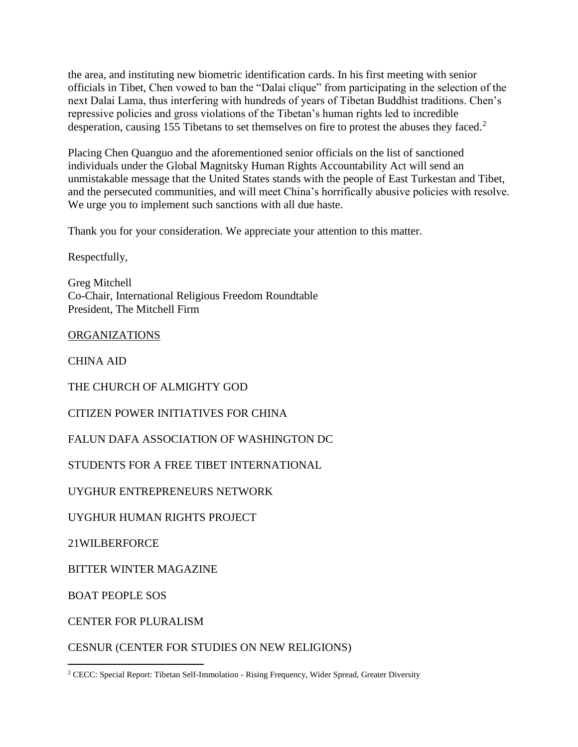the area, and instituting new biometric identification cards. In his first meeting with senior officials in Tibet, Chen vowed to ban the "Dalai clique" from participating in the selection of the next Dalai Lama, thus interfering with hundreds of years of Tibetan Buddhist traditions. Chen's repressive policies and gross violations of the Tibetan's human rights led to incredible desperation, causing 155 Tibetans to set themselves on fire to protest the abuses they faced.[2]

Placing Chen Quanguo and the aforementioned senior officials on the list of sanctioned individuals under the Global Magnitsky Human Rights Accountability Act will send an unmistakable message that the United States stands with the people of East Turkestan and Tibet, and the persecuted communities, and will meet China's horrifically abusive policies with resolve. We urge you to implement such sanctions with all due haste.

Thank you for your consideration. We appreciate your attention to this matter.

Respectfully,

Greg Mitchell
Co-Chair, International Religious Freedom Roundtable
President, The Mitchell Firm

ORGANIZATIONS

CHINA AID

THE CHURCH OF ALMIGHTY GOD

CITIZEN POWER INITIATIVES FOR CHINA

FALUN DAFA ASSOCIATION OF WASHINGTON DC

STUDENTS FOR A FREE TIBET INTERNATIONAL

UYGHUR ENTREPRENEURS NETWORK

UYGHUR HUMAN RIGHTS PROJECT

21WILBERFORCE

BITTER WINTER MAGAZINE

BOAT PEOPLE SOS

CENTER FOR PLURALISM

CESNUR (CENTER FOR STUDIES ON NEW RELIGIONS)

[2] CECC: Special Report: Tibetan Self-Immolation - Rising Frequency, Wider Spread, Greater Diversity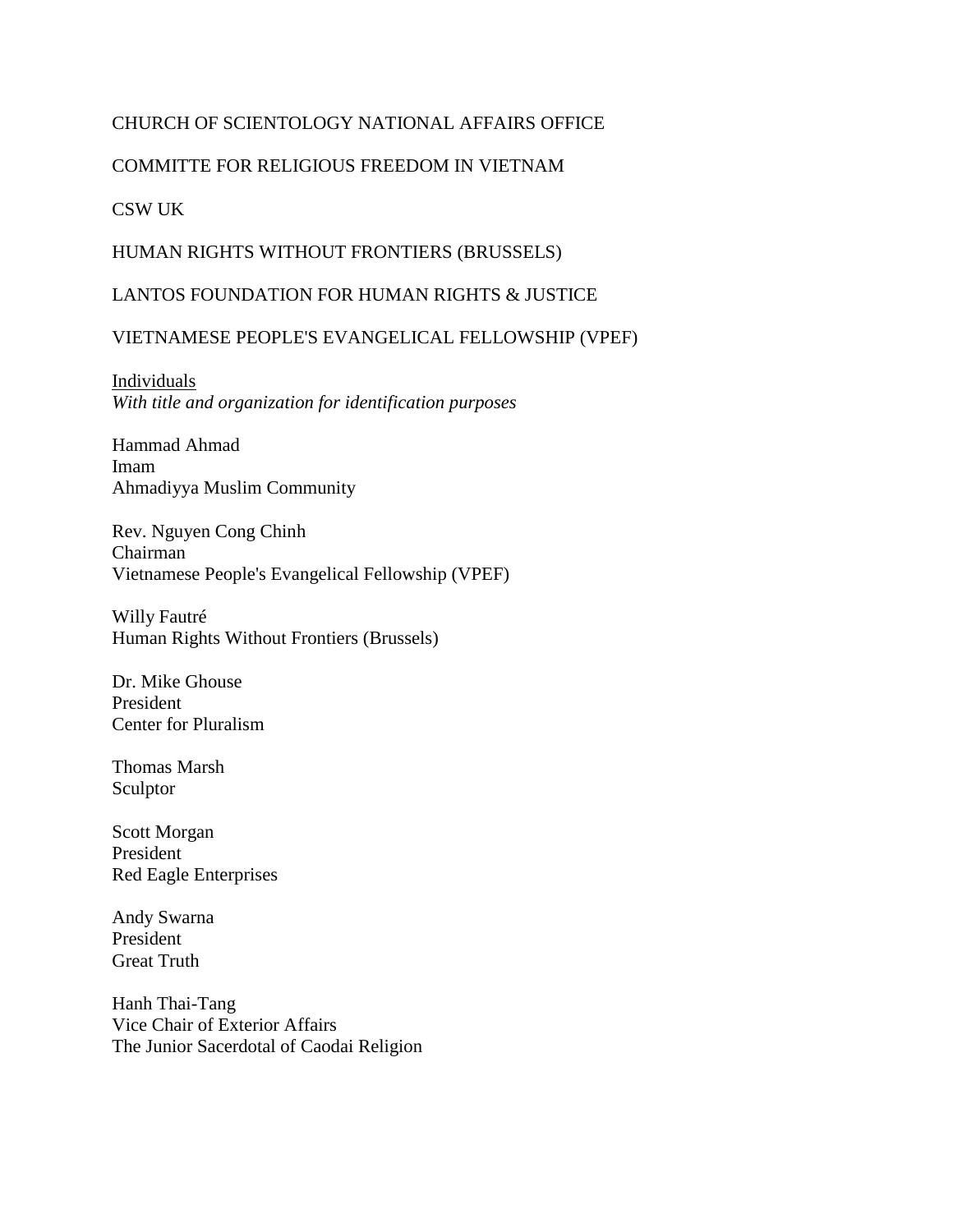CHURCH OF SCIENTOLOGY NATIONAL AFFAIRS OFFICE

COMMITTE FOR RELIGIOUS FREEDOM IN VIETNAM

CSW UK

HUMAN RIGHTS WITHOUT FRONTIERS (BRUSSELS)

LANTOS FOUNDATION FOR HUMAN RIGHTS & JUSTICE

VIETNAMESE PEOPLE'S EVANGELICAL FELLOWSHIP (VPEF)

Individuals
*With title and organization for identification purposes*

Hammad Ahmad
Imam
Ahmadiyya Muslim Community

Rev. Nguyen Cong Chinh
Chairman
Vietnamese People's Evangelical Fellowship (VPEF)

Willy Fautré
Human Rights Without Frontiers (Brussels)

Dr. Mike Ghouse
President
Center for Pluralism

Thomas Marsh
Sculptor

Scott Morgan
President
Red Eagle Enterprises

Andy Swarna
President
Great Truth

Hanh Thai-Tang
Vice Chair of Exterior Affairs
The Junior Sacerdotal of Caodai Religion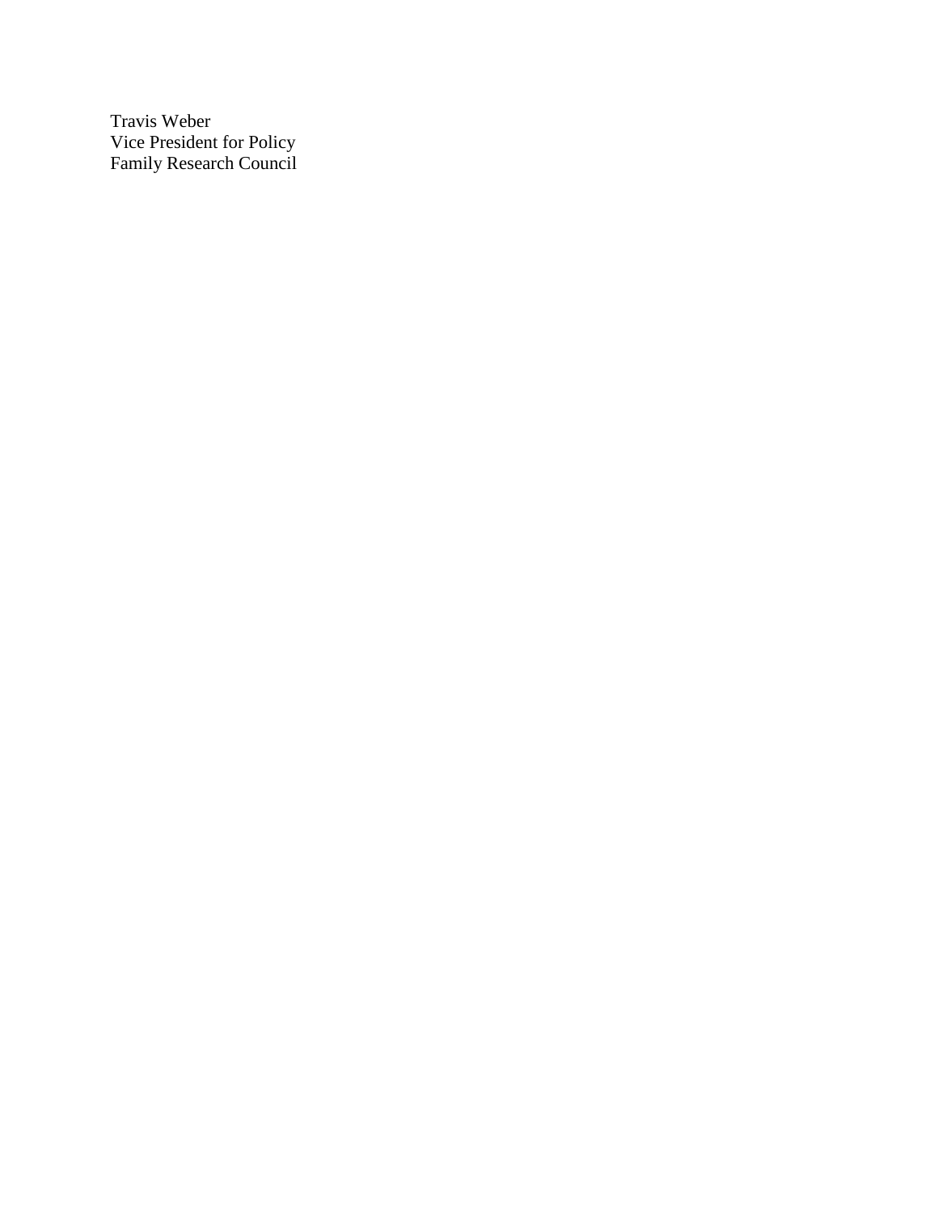Travis Weber
Vice President for Policy
Family Research Council